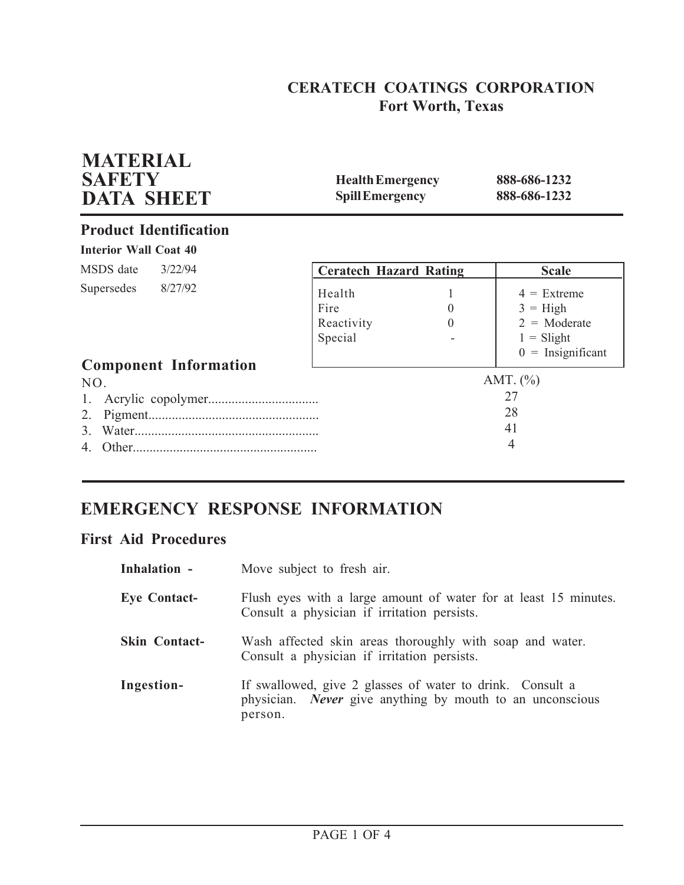**CERATECH COATINGS CORPORATION**
**Fort Worth, Texas**

# MATERIAL SAFETY DATA SHEET

| | |
|---|---|
| **Health Emergency** | **888-686-1232** |
| **Spill Emergency** | **888-686-1232** |

## Product Identification

**Interior Wall Coat 40**

MSDS date 3/22/94

Supersedes 8/27/92

| Ceratech Hazard Rating | | Scale |
|---|---|---|
| Health | 1 | 4 = Extreme |
| Fire | 0 | 3 = High |
| Reactivity | 0 | 2 = Moderate |
| Special | - | 1 = Slight |
| | | 0 = Insignificant |

## Component Information

| NO. | | AMT. (%) |
|---|---|---|
| 1. | Acrylic copolymer | 27 |
| 2. | Pigment | 28 |
| 3. | Water | 41 |
| 4. | Other | 4 |

## EMERGENCY RESPONSE INFORMATION

### First Aid Procedures

**Inhalation -** Move subject to fresh air.

**Eye Contact-** Flush eyes with a large amount of water for at least 15 minutes. Consult a physician if irritation persists.

**Skin Contact-** Wash affected skin areas thoroughly with soap and water. Consult a physician if irritation persists.

**Ingestion-** If swallowed, give 2 glasses of water to drink. Consult a physician. ***Never*** give anything by mouth to an unconscious person.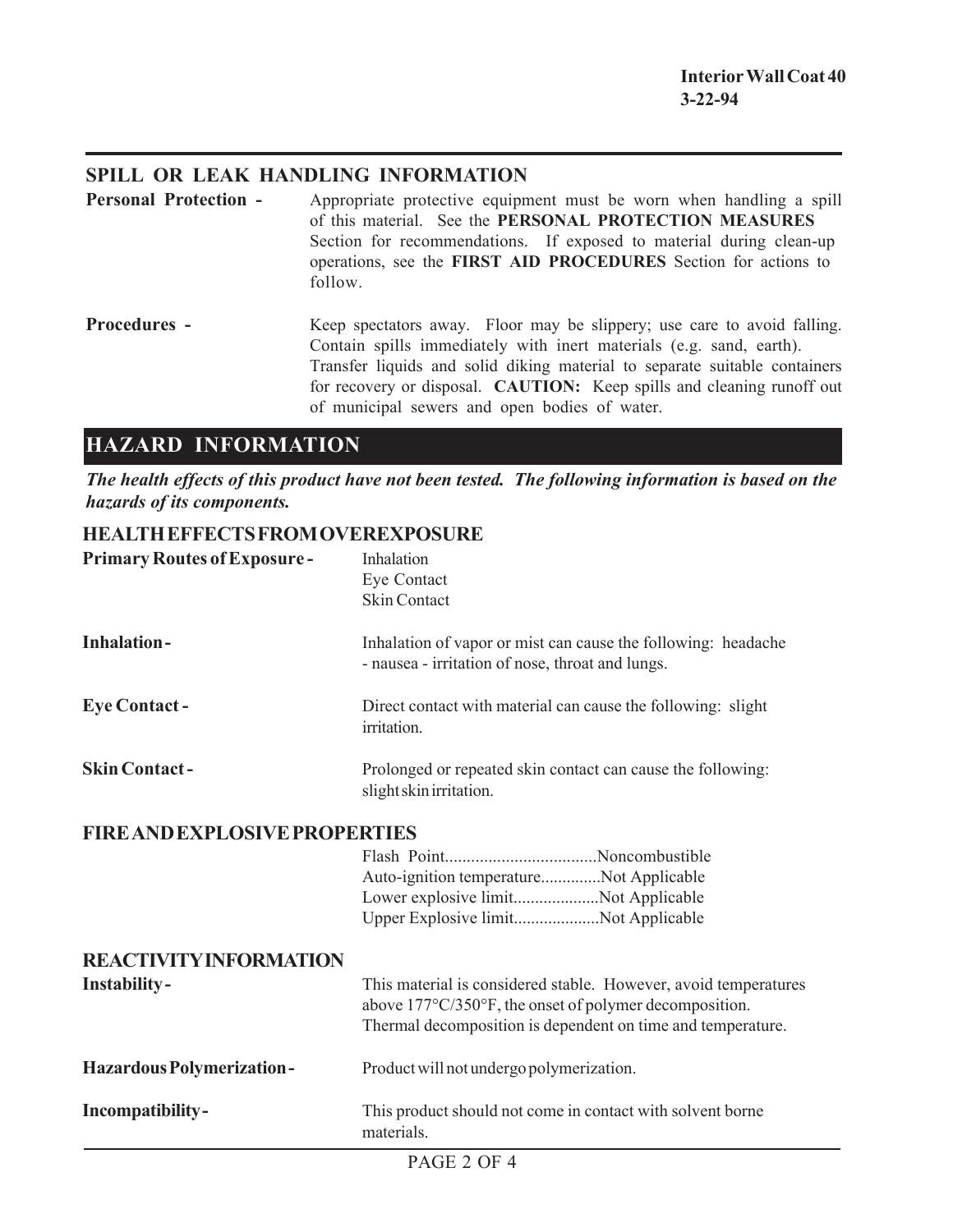## SPILL OR LEAK HANDLING INFORMATION

**Personal Protection -** Appropriate protective equipment must be worn when handling a spill of this material. See the **PERSONAL PROTECTION MEASURES** Section for recommendations. If exposed to material during clean-up operations, see the **FIRST AID PROCEDURES** Section for actions to follow.

**Procedures -** Keep spectators away. Floor may be slippery; use care to avoid falling. Contain spills immediately with inert materials (e.g. sand, earth). Transfer liquids and solid diking material to separate suitable containers for recovery or disposal. **CAUTION:** Keep spills and cleaning runoff out of municipal sewers and open bodies of water.

# HAZARD INFORMATION

***The health effects of this product have not been tested. The following information is based on the hazards of its components.***

## HEALTH EFFECTS FROM OVEREXPOSURE

**Primary Routes of Exposure -** Inhalation
Eye Contact
Skin Contact

**Inhalation -** Inhalation of vapor or mist can cause the following: headache - nausea - irritation of nose, throat and lungs.

**Eye Contact -** Direct contact with material can cause the following: slight irritation.

**Skin Contact -** Prolonged or repeated skin contact can cause the following: slight skin irritation.

## FIRE AND EXPLOSIVE PROPERTIES

Flash Point..................................Noncombustible
Auto-ignition temperature..............Not Applicable
Lower explosive limit....................Not Applicable
Upper Explosive limit....................Not Applicable

## REACTIVITY INFORMATION

**Instability -** This material is considered stable. However, avoid temperatures above 177°C/350°F, the onset of polymer decomposition. Thermal decomposition is dependent on time and temperature.

**Hazardous Polymerization -** Product will not undergo polymerization.

**Incompatibility -** This product should not come in contact with solvent borne materials.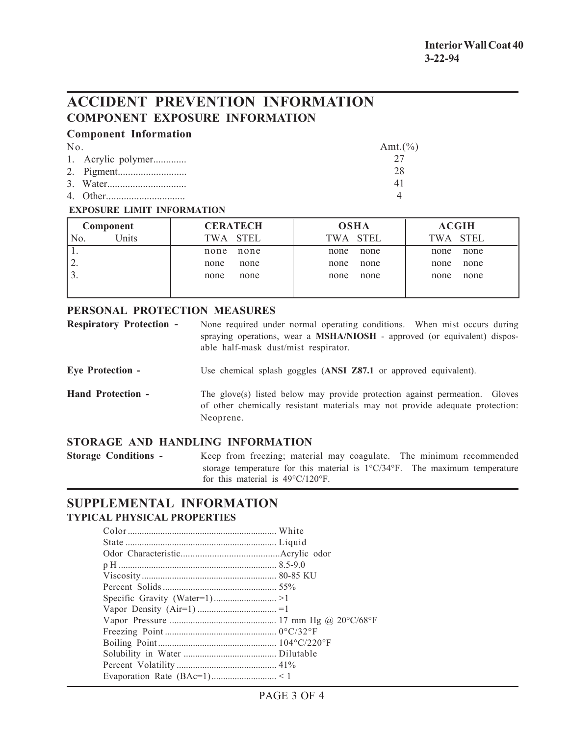**Interior Wall Coat 40**
**3-22-94**

# ACCIDENT PREVENTION INFORMATION

## COMPONENT EXPOSURE INFORMATION

### Component Information

| No. | Amt.(%) |
|---|---|
| 1. Acrylic polymer............ | 27 |
| 2. Pigment.......................... | 28 |
| 3. Water.............................. | 41 |
| 4. Other.............................. | 4 |

**EXPOSURE LIMIT INFORMATION**

| Component | | CERATECH | | OSHA | | ACGIH | |
|---|---|---|---|---|---|---|---|
| No. | Units | TWA | STEL | TWA | STEL | TWA | STEL |
| 1. | | none | none | none | none | none | none |
| 2. | | none | none | none | none | none | none |
| 3. | | none | none | none | none | none | none |

## PERSONAL PROTECTION MEASURES

**Respiratory Protection -** None required under normal operating conditions. When mist occurs during spraying operations, wear a **MSHA/NIOSH** - approved (or equivalent) disposable half-mask dust/mist respirator.

**Eye Protection -** Use chemical splash goggles (**ANSI Z87.1** or approved equivalent).

**Hand Protection -** The glove(s) listed below may provide protection against permeation. Gloves of other chemically resistant materials may not provide adequate protection: Neoprene.

## STORAGE AND HANDLING INFORMATION

**Storage Conditions -** Keep from freezing; material may coagulate. The minimum recommended storage temperature for this material is 1°C/34°F. The maximum temperature for this material is 49°C/120°F.

# SUPPLEMENTAL INFORMATION

## TYPICAL PHYSICAL PROPERTIES

- Color ............................................................... White
- State ................................................................ Liquid
- Odor Characteristic..........................................Acrylic odor
- p H ................................................................... 8.5-9.0
- Viscosity .......................................................... 80-85 KU
- Percent Solids ................................................. 55%
- Specific Gravity (Water=1) ........................... >1
- Vapor Density (Air=1) .................................. =1
- Vapor Pressure .............................................. 17 mm Hg @ 20°C/68°F
- Freezing Point ................................................ 0°C/32°F
- Boiling Point ................................................... 104°C/220°F
- Solubility in Water ........................................ Dilutable
- Percent Volatility ........................................... 41%
- Evaporation Rate (BAc=1) ............................ < 1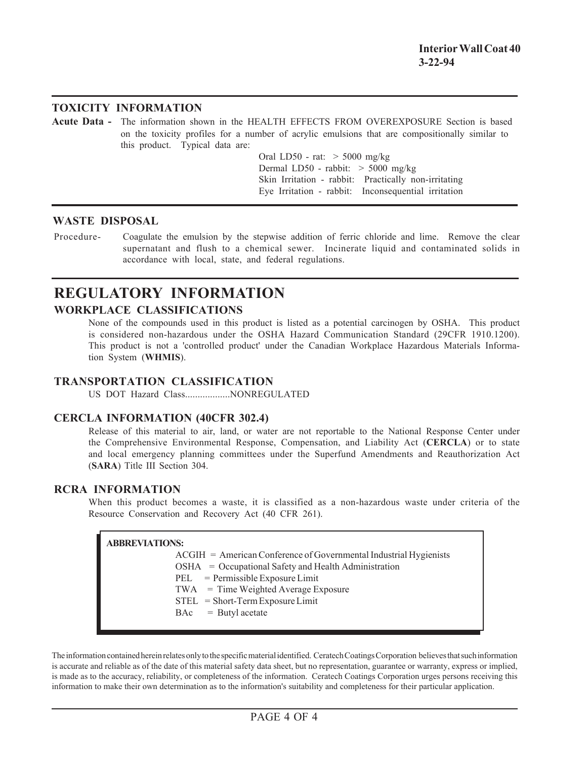## TOXICITY INFORMATION

**Acute Data -** The information shown in the HEALTH EFFECTS FROM OVEREXPOSURE Section is based on the toxicity profiles for a number of acrylic emulsions that are compositionally similar to this product. Typical data are:

Oral LD50 - rat: > 5000 mg/kg
Dermal LD50 - rabbit: > 5000 mg/kg
Skin Irritation - rabbit: Practically non-irritating
Eye Irritation - rabbit: Inconsequential irritation

## WASTE DISPOSAL

Procedure- Coagulate the emulsion by the stepwise addition of ferric chloride and lime. Remove the clear supernatant and flush to a chemical sewer. Incinerate liquid and contaminated solids in accordance with local, state, and federal regulations.

# REGULATORY INFORMATION

## WORKPLACE CLASSIFICATIONS

None of the compounds used in this product is listed as a potential carcinogen by OSHA. This product is considered non-hazardous under the OSHA Hazard Communication Standard (29CFR 1910.1200). This product is not a 'controlled product' under the Canadian Workplace Hazardous Materials Information System (**WHMIS**).

## TRANSPORTATION CLASSIFICATION

US DOT Hazard Class..................NONREGULATED

## CERCLA INFORMATION (40CFR 302.4)

Release of this material to air, land, or water are not reportable to the National Response Center under the Comprehensive Environmental Response, Compensation, and Liability Act (**CERCLA**) or to state and local emergency planning committees under the Superfund Amendments and Reauthorization Act (**SARA**) Title III Section 304.

## RCRA INFORMATION

When this product becomes a waste, it is classified as a non-hazardous waste under criteria of the Resource Conservation and Recovery Act (40 CFR 261).

**ABBREVIATIONS:**

ACGIH = American Conference of Governmental Industrial Hygienists
OSHA = Occupational Safety and Health Administration
PEL = Permissible Exposure Limit
TWA = Time Weighted Average Exposure
STEL = Short-Term Exposure Limit
BAc = Butyl acetate

The information contained herein relates only to the specific material identified. Ceratech Coatings Corporation believes that such information is accurate and reliable as of the date of this material safety data sheet, but no representation, guarantee or warranty, express or implied, is made as to the accuracy, reliability, or completeness of the information. Ceratech Coatings Corporation urges persons receiving this information to make their own determination as to the information's suitability and completeness for their particular application.